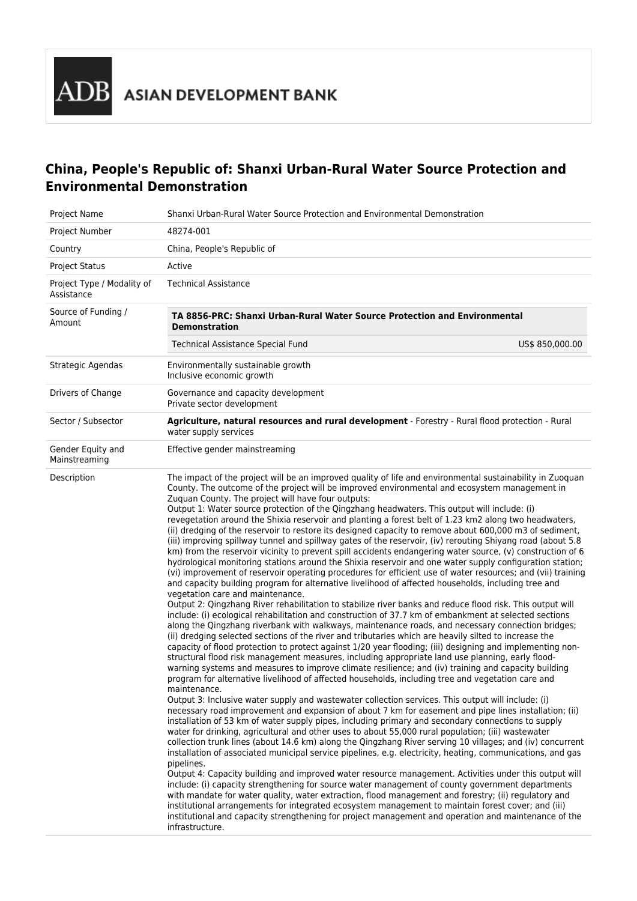ADB ASIAN DEVELOPMENT BANK

# China, People's Republic of: Shanxi Urban-Rural Water Source Protection and Environmental Demonstration

| | |
|---|---|
| Project Name | Shanxi Urban-Rural Water Source Protection and Environmental Demonstration |
| Project Number | 48274-001 |
| Country | China, People's Republic of |
| Project Status | Active |
| Project Type / Modality of Assistance | Technical Assistance |
| Source of Funding / Amount | **TA 8856-PRC: Shanxi Urban-Rural Water Source Protection and Environmental Demonstration**<br>Technical Assistance Special Fund — US$ 850,000.00 |
| Strategic Agendas | Environmentally sustainable growth<br>Inclusive economic growth |
| Drivers of Change | Governance and capacity development<br>Private sector development |
| Sector / Subsector | **Agriculture, natural resources and rural development** - Forestry - Rural flood protection - Rural water supply services |
| Gender Equity and Mainstreaming | Effective gender mainstreaming |
| Description | The impact of the project will be an improved quality of life and environmental sustainability in Zuoquan County. The outcome of the project will be improved environmental and ecosystem management in Zuquan County. The project will have four outputs:<br>Output 1: Water source protection of the Qingzhang headwaters. This output will include: (i) revegetation around the Shixia reservoir and planting a forest belt of 1.23 km2 along two headwaters, (ii) dredging of the reservoir to restore its designed capacity to remove about 600,000 m3 of sediment, (iii) improving spillway tunnel and spillway gates of the reservoir, (iv) rerouting Shiyang road (about 5.8 km) from the reservoir vicinity to prevent spill accidents endangering water source, (v) construction of 6 hydrological monitoring stations around the Shixia reservoir and one water supply configuration station; (vi) improvement of reservoir operating procedures for efficient use of water resources; and (vii) training and capacity building program for alternative livelihood of affected households, including tree and vegetation care and maintenance.<br>Output 2: Qingzhang River rehabilitation to stabilize river banks and reduce flood risk. This output will include: (i) ecological rehabilitation and construction of 37.7 km of embankment at selected sections along the Qingzhang riverbank with walkways, maintenance roads, and necessary connection bridges; (ii) dredging selected sections of the river and tributaries which are heavily silted to increase the capacity of flood protection to protect against 1/20 year flooding; (iii) designing and implementing non-structural flood risk management measures, including appropriate land use planning, early flood-warning systems and measures to improve climate resilience; and (iv) training and capacity building program for alternative livelihood of affected households, including tree and vegetation care and maintenance.<br>Output 3: Inclusive water supply and wastewater collection services. This output will include: (i) necessary road improvement and expansion of about 7 km for easement and pipe lines installation; (ii) installation of 53 km of water supply pipes, including primary and secondary connections to supply water for drinking, agricultural and other uses to about 55,000 rural population; (iii) wastewater collection trunk lines (about 14.6 km) along the Qingzhang River serving 10 villages; and (iv) concurrent installation of associated municipal service pipelines, e.g. electricity, heating, communications, and gas pipelines.<br>Output 4: Capacity building and improved water resource management. Activities under this output will include: (i) capacity strengthening for source water management of county government departments with mandate for water quality, water extraction, flood management and forestry; (ii) regulatory and institutional arrangements for integrated ecosystem management to maintain forest cover; and (iii) institutional and capacity strengthening for project management and operation and maintenance of the infrastructure. |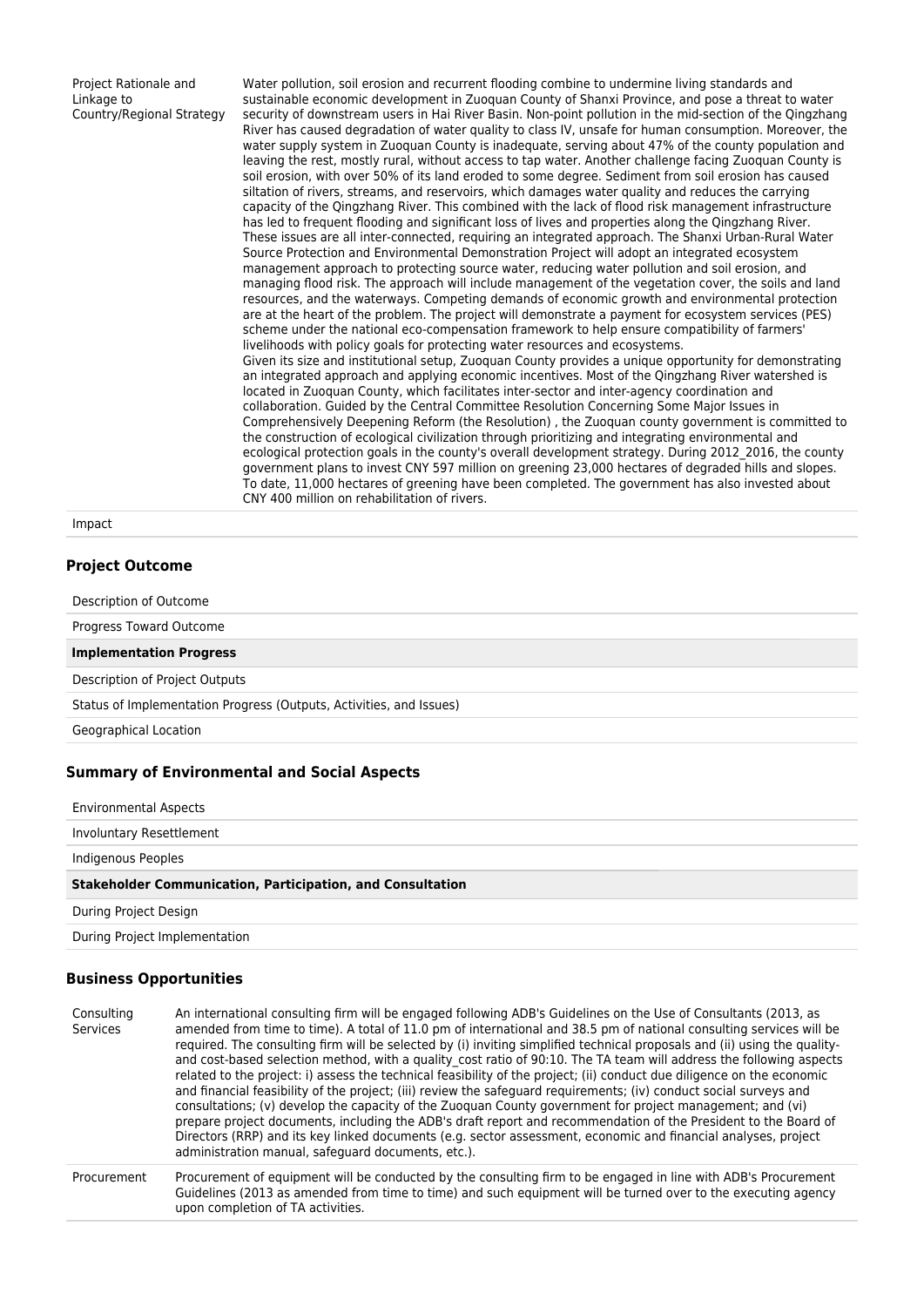| | |
|---|---|
| Project Rationale and Linkage to Country/Regional Strategy | Water pollution, soil erosion and recurrent flooding combine to undermine living standards and sustainable economic development in Zuoquan County of Shanxi Province, and pose a threat to water security of downstream users in Hai River Basin. Non-point pollution in the mid-section of the Qingzhang River has caused degradation of water quality to class IV, unsafe for human consumption. Moreover, the water supply system in Zuoquan County is inadequate, serving about 47% of the county population and leaving the rest, mostly rural, without access to tap water. Another challenge facing Zuoquan County is soil erosion, with over 50% of its land eroded to some degree. Sediment from soil erosion has caused siltation of rivers, streams, and reservoirs, which damages water quality and reduces the carrying capacity of the Qingzhang River. This combined with the lack of flood risk management infrastructure has led to frequent flooding and significant loss of lives and properties along the Qingzhang River. These issues are all inter-connected, requiring an integrated approach. The Shanxi Urban-Rural Water Source Protection and Environmental Demonstration Project will adopt an integrated ecosystem management approach to protecting source water, reducing water pollution and soil erosion, and managing flood risk. The approach will include management of the vegetation cover, the soils and land resources, and the waterways. Competing demands of economic growth and environmental protection are at the heart of the problem. The project will demonstrate a payment for ecosystem services (PES) scheme under the national eco-compensation framework to help ensure compatibility of farmers' livelihoods with policy goals for protecting water resources and ecosystems.<br>Given its size and institutional setup, Zuoquan County provides a unique opportunity for demonstrating an integrated approach and applying economic incentives. Most of the Qingzhang River watershed is located in Zuoquan County, which facilitates inter-sector and inter-agency coordination and collaboration. Guided by the Central Committee Resolution Concerning Some Major Issues in Comprehensively Deepening Reform (the Resolution) , the Zuoquan county government is committed to the construction of ecological civilization through prioritizing and integrating environmental and ecological protection goals in the county's overall development strategy. During 2012_2016, the county government plans to invest CNY 597 million on greening 23,000 hectares of degraded hills and slopes. To date, 11,000 hectares of greening have been completed. The government has also invested about CNY 400 million on rehabilitation of rivers. |
| Impact | |

## Project Outcome

| | |
|---|---|
| Description of Outcome | |
| Progress Toward Outcome | |
| **Implementation Progress** | |
| Description of Project Outputs | |
| Status of Implementation Progress (Outputs, Activities, and Issues) | |
| Geographical Location | |

## Summary of Environmental and Social Aspects

| | |
|---|---|
| Environmental Aspects | |
| Involuntary Resettlement | |
| Indigenous Peoples | |
| **Stakeholder Communication, Participation, and Consultation** | |
| During Project Design | |
| During Project Implementation | |

## Business Opportunities

| | |
|---|---|
| Consulting Services | An international consulting firm will be engaged following ADB's Guidelines on the Use of Consultants (2013, as amended from time to time). A total of 11.0 pm of international and 38.5 pm of national consulting services will be required. The consulting firm will be selected by (i) inviting simplified technical proposals and (ii) using the quality-and cost-based selection method, with a quality_cost ratio of 90:10. The TA team will address the following aspects related to the project: i) assess the technical feasibility of the project; (ii) conduct due diligence on the economic and financial feasibility of the project; (iii) review the safeguard requirements; (iv) conduct social surveys and consultations; (v) develop the capacity of the Zuoquan County government for project management; and (vi) prepare project documents, including the ADB's draft report and recommendation of the President to the Board of Directors (RRP) and its key linked documents (e.g. sector assessment, economic and financial analyses, project administration manual, safeguard documents, etc.). |
| Procurement | Procurement of equipment will be conducted by the consulting firm to be engaged in line with ADB's Procurement Guidelines (2013 as amended from time to time) and such equipment will be turned over to the executing agency upon completion of TA activities. |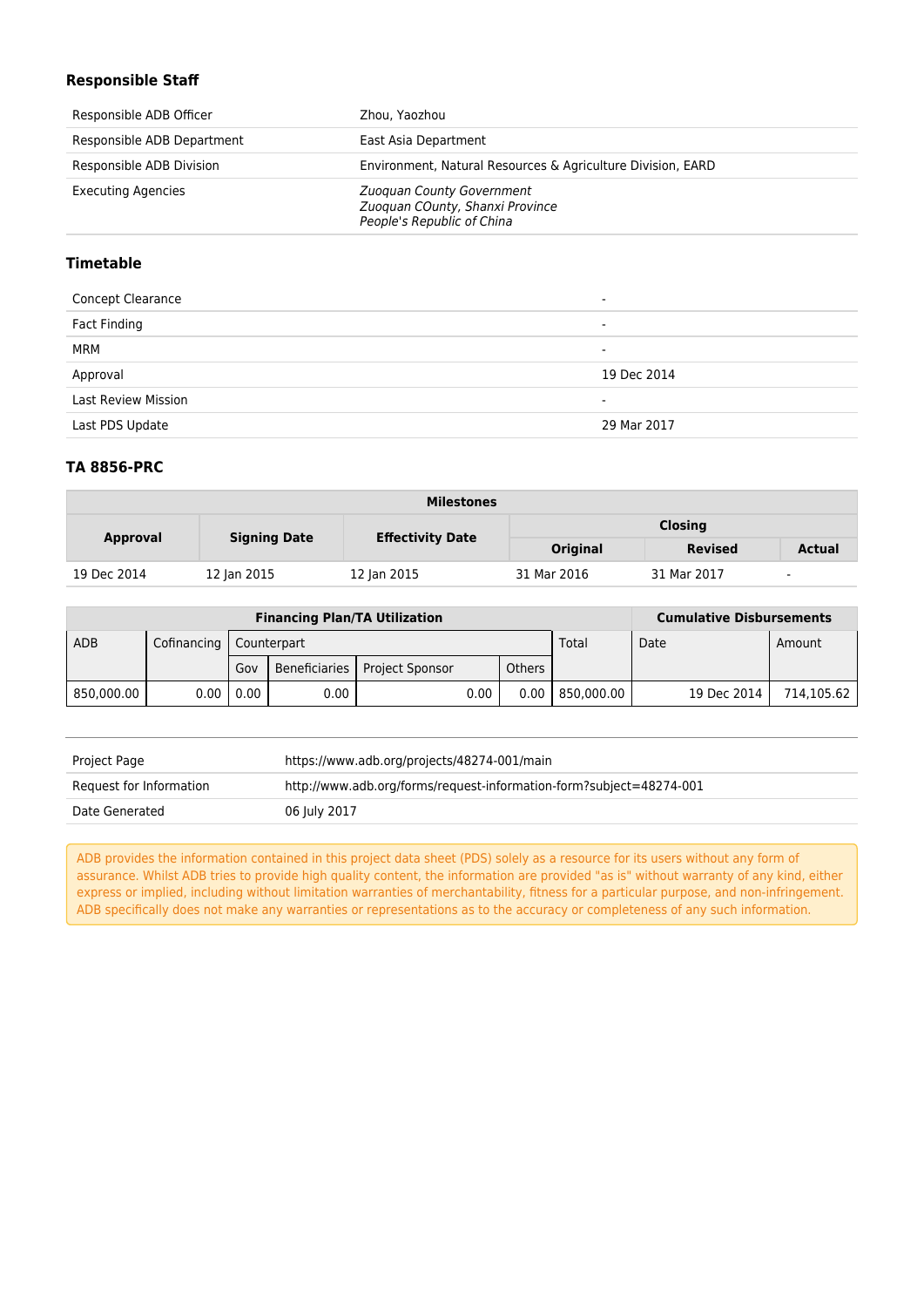### Responsible Staff

| | |
|---|---|
| Responsible ADB Officer | Zhou, Yaozhou |
| Responsible ADB Department | East Asia Department |
| Responsible ADB Division | Environment, Natural Resources & Agriculture Division, EARD |
| Executing Agencies | *Zuoquan County Government*<br>*Zuoquan COunty, Shanxi Province*<br>*People's Republic of China* |

### Timetable

| | |
|---|---|
| Concept Clearance | - |
| Fact Finding | - |
| MRM | - |
| Approval | 19 Dec 2014 |
| Last Review Mission | - |
| Last PDS Update | 29 Mar 2017 |

### TA 8856-PRC

| Milestones | | | | | |
|---|---|---|---|---|---|
| **Approval** | **Signing Date** | **Effectivity Date** | **Closing** | | |
| | | | **Original** | **Revised** | **Actual** |
| 19 Dec 2014 | 12 Jan 2015 | 12 Jan 2015 | 31 Mar 2016 | 31 Mar 2017 | - |

| Financing Plan/TA Utilization | | | | | | | Cumulative Disbursements | |
|---|---|---|---|---|---|---|---|---|
| ADB | Cofinancing | Counterpart | | | | Total | Date | Amount |
| | | Gov | Beneficiaries | Project Sponsor | Others | | | |
| 850,000.00 | 0.00 | 0.00 | 0.00 | 0.00 | 0.00 | 850,000.00 | 19 Dec 2014 | 714,105.62 |

| | |
|---|---|
| Project Page | https://www.adb.org/projects/48274-001/main |
| Request for Information | http://www.adb.org/forms/request-information-form?subject=48274-001 |
| Date Generated | 06 July 2017 |

ADB provides the information contained in this project data sheet (PDS) solely as a resource for its users without any form of assurance. Whilst ADB tries to provide high quality content, the information are provided "as is" without warranty of any kind, either express or implied, including without limitation warranties of merchantability, fitness for a particular purpose, and non-infringement. ADB specifically does not make any warranties or representations as to the accuracy or completeness of any such information.